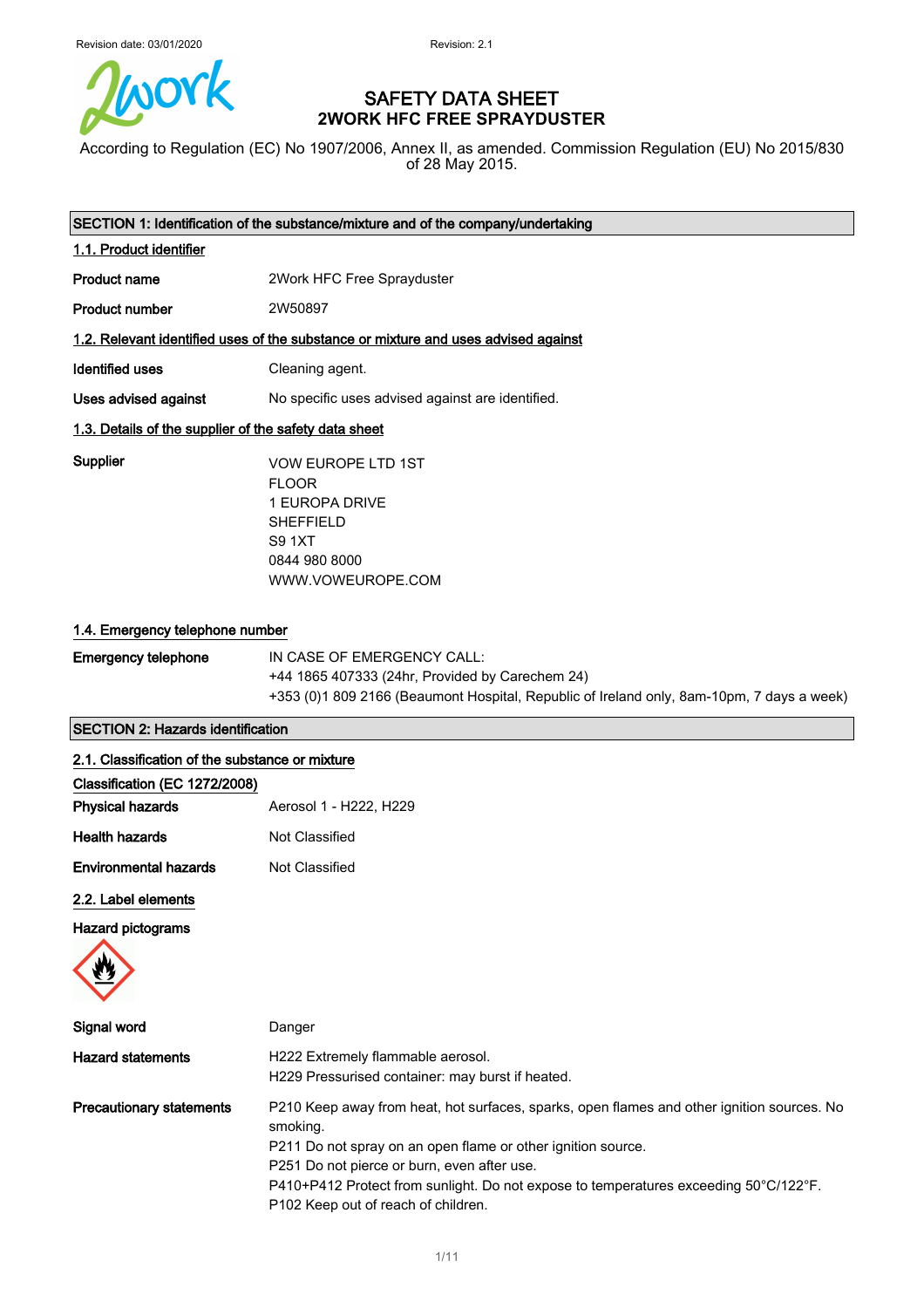Revision date: 03/01/2020 Revision: 2.1

# SAFETY DATA SHEET
# 2WORK HFC FREE SPRAYDUSTER

According to Regulation (EC) No 1907/2006, Annex II, as amended. Commission Regulation (EU) No 2015/830 of 28 May 2015.

## SECTION 1: Identification of the substance/mixture and of the company/undertaking

### 1.1. Product identifier

**Product name** 2Work HFC Free Sprayduster

**Product number** 2W50897

### 1.2. Relevant identified uses of the substance or mixture and uses advised against

**Identified uses** Cleaning agent.

**Uses advised against** No specific uses advised against are identified.

### 1.3. Details of the supplier of the safety data sheet

**Supplier**
VOW EUROPE LTD 1ST
FLOOR
1 EUROPA DRIVE
SHEFFIELD
S9 1XT
0844 980 8000
WWW.VOWEUROPE.COM

### 1.4. Emergency telephone number

**Emergency telephone**
IN CASE OF EMERGENCY CALL:
+44 1865 407333 (24hr, Provided by Carechem 24)
+353 (0)1 809 2166 (Beaumont Hospital, Republic of Ireland only, 8am-10pm, 7 days a week)

## SECTION 2: Hazards identification

### 2.1. Classification of the substance or mixture

**Classification (EC 1272/2008)**

**Physical hazards** Aerosol 1 - H222, H229

**Health hazards** Not Classified

**Environmental hazards** Not Classified

### 2.2. Label elements

**Hazard pictograms**

**Signal word** Danger

**Hazard statements**
H222 Extremely flammable aerosol.
H229 Pressurised container: may burst if heated.

**Precautionary statements**
P210 Keep away from heat, hot surfaces, sparks, open flames and other ignition sources. No smoking.
P211 Do not spray on an open flame or other ignition source.
P251 Do not pierce or burn, even after use.
P410+P412 Protect from sunlight. Do not expose to temperatures exceeding 50°C/122°F.
P102 Keep out of reach of children.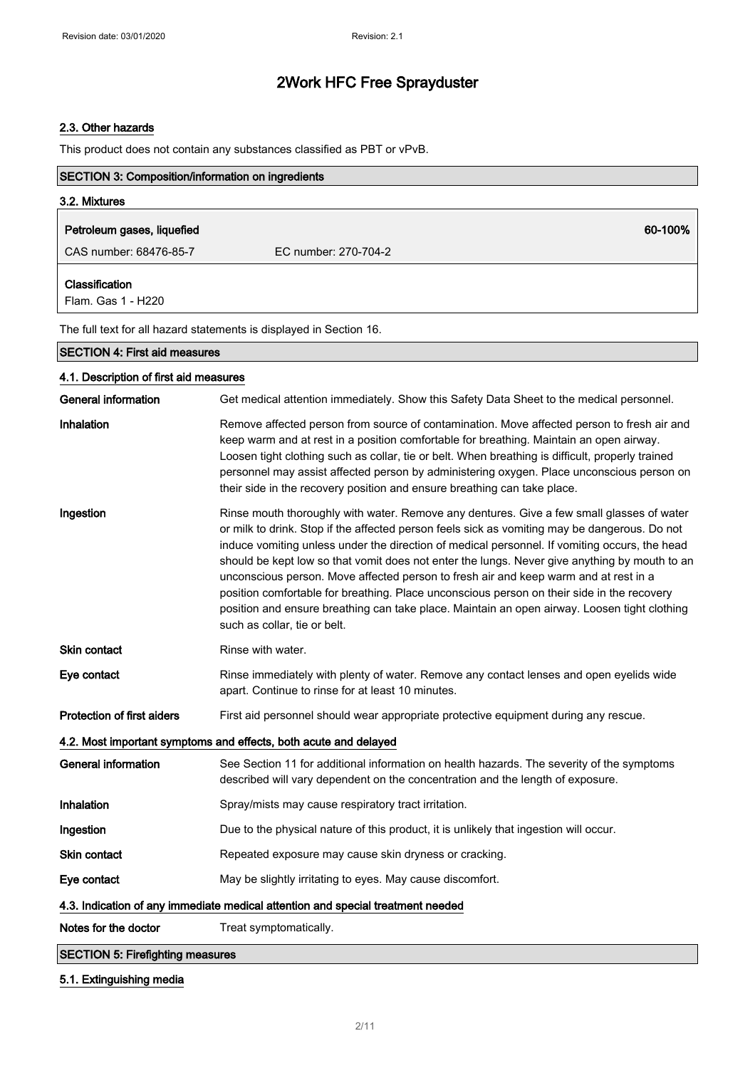### 2.3. Other hazards

This product does not contain any substances classified as PBT or vPvB.

## SECTION 3: Composition/information on ingredients

### 3.2. Mixtures

**Petroleum gases, liquefied** — 60-100%

CAS number: 68476-85-7 — EC number: 270-704-2

**Classification**

Flam. Gas 1 - H220

The full text for all hazard statements is displayed in Section 16.

## SECTION 4: First aid measures

### 4.1. Description of first aid measures

| | |
|---|---|
| **General information** | Get medical attention immediately. Show this Safety Data Sheet to the medical personnel. |
| **Inhalation** | Remove affected person from source of contamination. Move affected person to fresh air and keep warm and at rest in a position comfortable for breathing. Maintain an open airway. Loosen tight clothing such as collar, tie or belt. When breathing is difficult, properly trained personnel may assist affected person by administering oxygen. Place unconscious person on their side in the recovery position and ensure breathing can take place. |
| **Ingestion** | Rinse mouth thoroughly with water. Remove any dentures. Give a few small glasses of water or milk to drink. Stop if the affected person feels sick as vomiting may be dangerous. Do not induce vomiting unless under the direction of medical personnel. If vomiting occurs, the head should be kept low so that vomit does not enter the lungs. Never give anything by mouth to an unconscious person. Move affected person to fresh air and keep warm and at rest in a position comfortable for breathing. Place unconscious person on their side in the recovery position and ensure breathing can take place. Maintain an open airway. Loosen tight clothing such as collar, tie or belt. |
| **Skin contact** | Rinse with water. |
| **Eye contact** | Rinse immediately with plenty of water. Remove any contact lenses and open eyelids wide apart. Continue to rinse for at least 10 minutes. |
| **Protection of first aiders** | First aid personnel should wear appropriate protective equipment during any rescue. |

### 4.2. Most important symptoms and effects, both acute and delayed

| | |
|---|---|
| **General information** | See Section 11 for additional information on health hazards. The severity of the symptoms described will vary dependent on the concentration and the length of exposure. |
| **Inhalation** | Spray/mists may cause respiratory tract irritation. |
| **Ingestion** | Due to the physical nature of this product, it is unlikely that ingestion will occur. |
| **Skin contact** | Repeated exposure may cause skin dryness or cracking. |
| **Eye contact** | May be slightly irritating to eyes. May cause discomfort. |

### 4.3. Indication of any immediate medical attention and special treatment needed

| | |
|---|---|
| **Notes for the doctor** | Treat symptomatically. |

## SECTION 5: Firefighting measures

### 5.1. Extinguishing media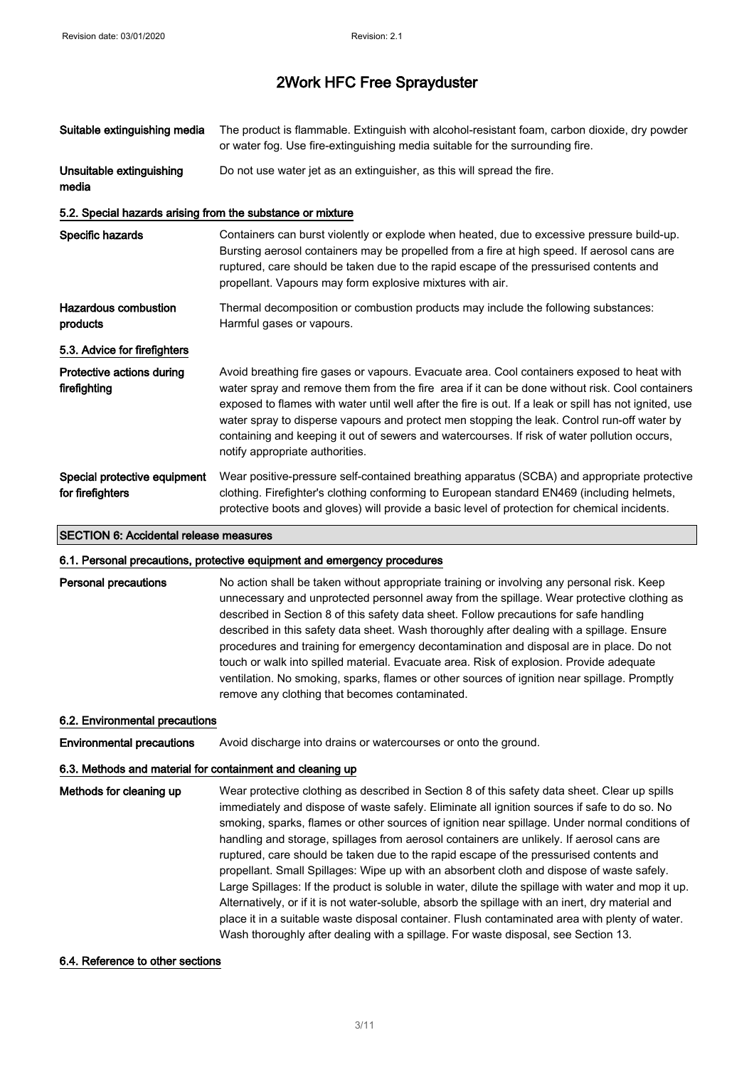| | |
|---|---|
| **Suitable extinguishing media** | The product is flammable. Extinguish with alcohol-resistant foam, carbon dioxide, dry powder or water fog. Use fire-extinguishing media suitable for the surrounding fire. |
| **Unsuitable extinguishing media** | Do not use water jet as an extinguisher, as this will spread the fire. |

### 5.2. Special hazards arising from the substance or mixture

| | |
|---|---|
| **Specific hazards** | Containers can burst violently or explode when heated, due to excessive pressure build-up. Bursting aerosol containers may be propelled from a fire at high speed. If aerosol cans are ruptured, care should be taken due to the rapid escape of the pressurised contents and propellant. Vapours may form explosive mixtures with air. |
| **Hazardous combustion products** | Thermal decomposition or combustion products may include the following substances: Harmful gases or vapours. |

### 5.3. Advice for firefighters

| | |
|---|---|
| **Protective actions during firefighting** | Avoid breathing fire gases or vapours. Evacuate area. Cool containers exposed to heat with water spray and remove them from the fire area if it can be done without risk. Cool containers exposed to flames with water until well after the fire is out. If a leak or spill has not ignited, use water spray to disperse vapours and protect men stopping the leak. Control run-off water by containing and keeping it out of sewers and watercourses. If risk of water pollution occurs, notify appropriate authorities. |
| **Special protective equipment for firefighters** | Wear positive-pressure self-contained breathing apparatus (SCBA) and appropriate protective clothing. Firefighter's clothing conforming to European standard EN469 (including helmets, protective boots and gloves) will provide a basic level of protection for chemical incidents. |

## SECTION 6: Accidental release measures

### 6.1. Personal precautions, protective equipment and emergency procedures

| | |
|---|---|
| **Personal precautions** | No action shall be taken without appropriate training or involving any personal risk. Keep unnecessary and unprotected personnel away from the spillage. Wear protective clothing as described in Section 8 of this safety data sheet. Follow precautions for safe handling described in this safety data sheet. Wash thoroughly after dealing with a spillage. Ensure procedures and training for emergency decontamination and disposal are in place. Do not touch or walk into spilled material. Evacuate area. Risk of explosion. Provide adequate ventilation. No smoking, sparks, flames or other sources of ignition near spillage. Promptly remove any clothing that becomes contaminated. |

### 6.2. Environmental precautions

| | |
|---|---|
| **Environmental precautions** | Avoid discharge into drains or watercourses or onto the ground. |

### 6.3. Methods and material for containment and cleaning up

| | |
|---|---|
| **Methods for cleaning up** | Wear protective clothing as described in Section 8 of this safety data sheet. Clear up spills immediately and dispose of waste safely. Eliminate all ignition sources if safe to do so. No smoking, sparks, flames or other sources of ignition near spillage. Under normal conditions of handling and storage, spillages from aerosol containers are unlikely. If aerosol cans are ruptured, care should be taken due to the rapid escape of the pressurised contents and propellant. Small Spillages: Wipe up with an absorbent cloth and dispose of waste safely. Large Spillages: If the product is soluble in water, dilute the spillage with water and mop it up. Alternatively, or if it is not water-soluble, absorb the spillage with an inert, dry material and place it in a suitable waste disposal container. Flush contaminated area with plenty of water. Wash thoroughly after dealing with a spillage. For waste disposal, see Section 13. |

### 6.4. Reference to other sections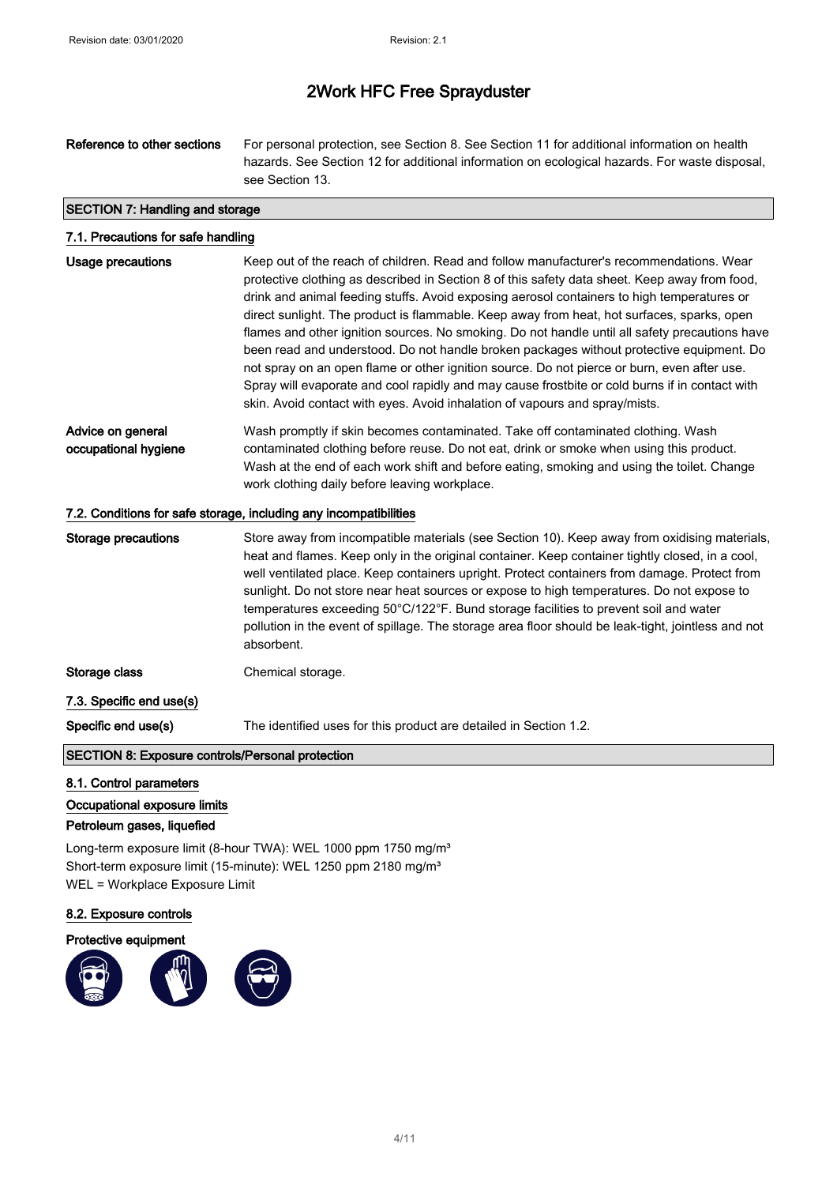# 2Work HFC Free Sprayduster

**Reference to other sections**: For personal protection, see Section 8. See Section 11 for additional information on health hazards. See Section 12 for additional information on ecological hazards. For waste disposal, see Section 13.

## SECTION 7: Handling and storage

### 7.1. Precautions for safe handling

**Usage precautions**: Keep out of the reach of children. Read and follow manufacturer's recommendations. Wear protective clothing as described in Section 8 of this safety data sheet. Keep away from food, drink and animal feeding stuffs. Avoid exposing aerosol containers to high temperatures or direct sunlight. The product is flammable. Keep away from heat, hot surfaces, sparks, open flames and other ignition sources. No smoking. Do not handle until all safety precautions have been read and understood. Do not handle broken packages without protective equipment. Do not spray on an open flame or other ignition source. Do not pierce or burn, even after use. Spray will evaporate and cool rapidly and may cause frostbite or cold burns if in contact with skin. Avoid contact with eyes. Avoid inhalation of vapours and spray/mists.

**Advice on general occupational hygiene**: Wash promptly if skin becomes contaminated. Take off contaminated clothing. Wash contaminated clothing before reuse. Do not eat, drink or smoke when using this product. Wash at the end of each work shift and before eating, smoking and using the toilet. Change work clothing daily before leaving workplace.

### 7.2. Conditions for safe storage, including any incompatibilities

**Storage precautions**: Store away from incompatible materials (see Section 10). Keep away from oxidising materials, heat and flames. Keep only in the original container. Keep container tightly closed, in a cool, well ventilated place. Keep containers upright. Protect containers from damage. Protect from sunlight. Do not store near heat sources or expose to high temperatures. Do not expose to temperatures exceeding 50°C/122°F. Bund storage facilities to prevent soil and water pollution in the event of spillage. The storage area floor should be leak-tight, jointless and not absorbent.

**Storage class**: Chemical storage.

### 7.3. Specific end use(s)

**Specific end use(s)**: The identified uses for this product are detailed in Section 1.2.

## SECTION 8: Exposure controls/Personal protection

### 8.1. Control parameters

**Occupational exposure limits**

**Petroleum gases, liquefied**

Long-term exposure limit (8-hour TWA): WEL 1000 ppm 1750 mg/m³
Short-term exposure limit (15-minute): WEL 1250 ppm 2180 mg/m³
WEL = Workplace Exposure Limit

### 8.2. Exposure controls

**Protective equipment**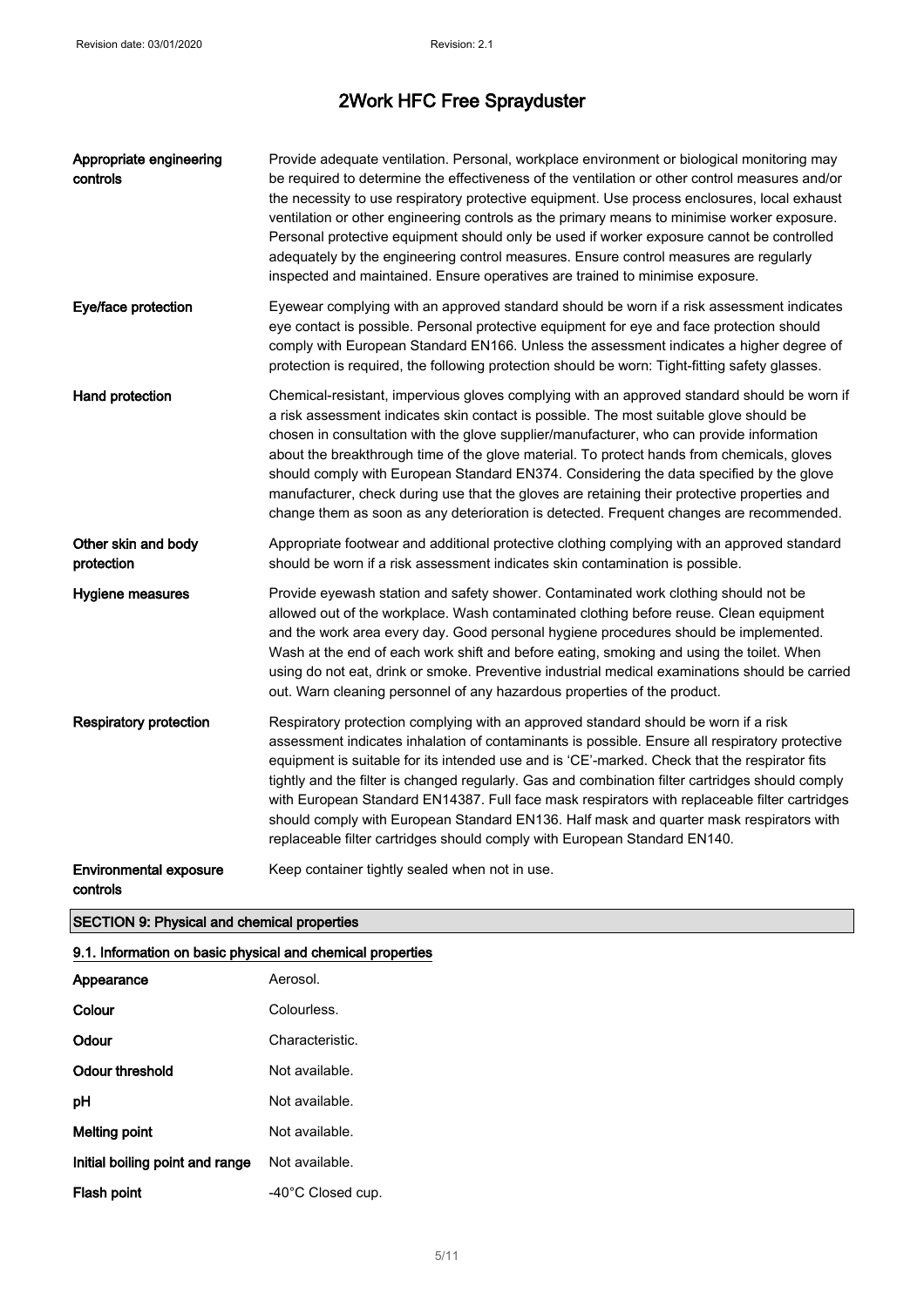| | |
|---|---|
| **Appropriate engineering controls** | Provide adequate ventilation. Personal, workplace environment or biological monitoring may be required to determine the effectiveness of the ventilation or other control measures and/or the necessity to use respiratory protective equipment. Use process enclosures, local exhaust ventilation or other engineering controls as the primary means to minimise worker exposure. Personal protective equipment should only be used if worker exposure cannot be controlled adequately by the engineering control measures. Ensure control measures are regularly inspected and maintained. Ensure operatives are trained to minimise exposure. |
| **Eye/face protection** | Eyewear complying with an approved standard should be worn if a risk assessment indicates eye contact is possible. Personal protective equipment for eye and face protection should comply with European Standard EN166. Unless the assessment indicates a higher degree of protection is required, the following protection should be worn: Tight-fitting safety glasses. |
| **Hand protection** | Chemical-resistant, impervious gloves complying with an approved standard should be worn if a risk assessment indicates skin contact is possible. The most suitable glove should be chosen in consultation with the glove supplier/manufacturer, who can provide information about the breakthrough time of the glove material. To protect hands from chemicals, gloves should comply with European Standard EN374. Considering the data specified by the glove manufacturer, check during use that the gloves are retaining their protective properties and change them as soon as any deterioration is detected. Frequent changes are recommended. |
| **Other skin and body protection** | Appropriate footwear and additional protective clothing complying with an approved standard should be worn if a risk assessment indicates skin contamination is possible. |
| **Hygiene measures** | Provide eyewash station and safety shower. Contaminated work clothing should not be allowed out of the workplace. Wash contaminated clothing before reuse. Clean equipment and the work area every day. Good personal hygiene procedures should be implemented. Wash at the end of each work shift and before eating, smoking and using the toilet. When using do not eat, drink or smoke. Preventive industrial medical examinations should be carried out. Warn cleaning personnel of any hazardous properties of the product. |
| **Respiratory protection** | Respiratory protection complying with an approved standard should be worn if a risk assessment indicates inhalation of contaminants is possible. Ensure all respiratory protective equipment is suitable for its intended use and is 'CE'-marked. Check that the respirator fits tightly and the filter is changed regularly. Gas and combination filter cartridges should comply with European Standard EN14387. Full face mask respirators with replaceable filter cartridges should comply with European Standard EN136. Half mask and quarter mask respirators with replaceable filter cartridges should comply with European Standard EN140. |
| **Environmental exposure controls** | Keep container tightly sealed when not in use. |

## SECTION 9: Physical and chemical properties

### 9.1. Information on basic physical and chemical properties

| | |
|---|---|
| **Appearance** | Aerosol. |
| **Colour** | Colourless. |
| **Odour** | Characteristic. |
| **Odour threshold** | Not available. |
| **pH** | Not available. |
| **Melting point** | Not available. |
| **Initial boiling point and range** | Not available. |
| **Flash point** | -40°C Closed cup. |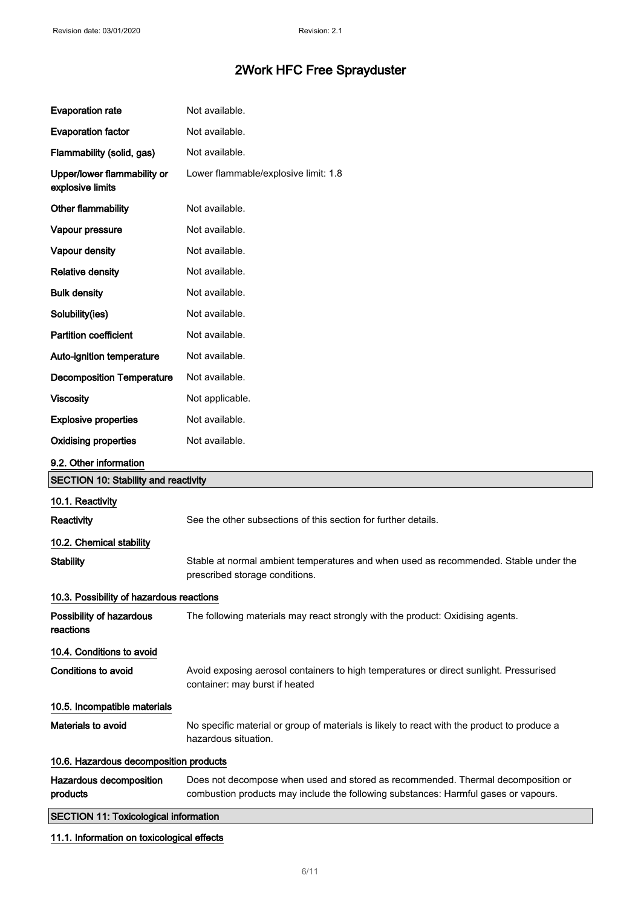| | |
|---|---|
| **Evaporation rate** | Not available. |
| **Evaporation factor** | Not available. |
| **Flammability (solid, gas)** | Not available. |
| **Upper/lower flammability or explosive limits** | Lower flammable/explosive limit: 1.8 |
| **Other flammability** | Not available. |
| **Vapour pressure** | Not available. |
| **Vapour density** | Not available. |
| **Relative density** | Not available. |
| **Bulk density** | Not available. |
| **Solubility(ies)** | Not available. |
| **Partition coefficient** | Not available. |
| **Auto-ignition temperature** | Not available. |
| **Decomposition Temperature** | Not available. |
| **Viscosity** | Not applicable. |
| **Explosive properties** | Not available. |
| **Oxidising properties** | Not available. |

### 9.2. Other information

## SECTION 10: Stability and reactivity

### 10.1. Reactivity

**Reactivity** See the other subsections of this section for further details.

### 10.2. Chemical stability

**Stability** Stable at normal ambient temperatures and when used as recommended. Stable under the prescribed storage conditions.

### 10.3. Possibility of hazardous reactions

**Possibility of hazardous reactions** The following materials may react strongly with the product: Oxidising agents.

### 10.4. Conditions to avoid

**Conditions to avoid** Avoid exposing aerosol containers to high temperatures or direct sunlight. Pressurised container: may burst if heated

### 10.5. Incompatible materials

**Materials to avoid** No specific material or group of materials is likely to react with the product to produce a hazardous situation.

### 10.6. Hazardous decomposition products

**Hazardous decomposition products** Does not decompose when used and stored as recommended. Thermal decomposition or combustion products may include the following substances: Harmful gases or vapours.

## SECTION 11: Toxicological information

### 11.1. Information on toxicological effects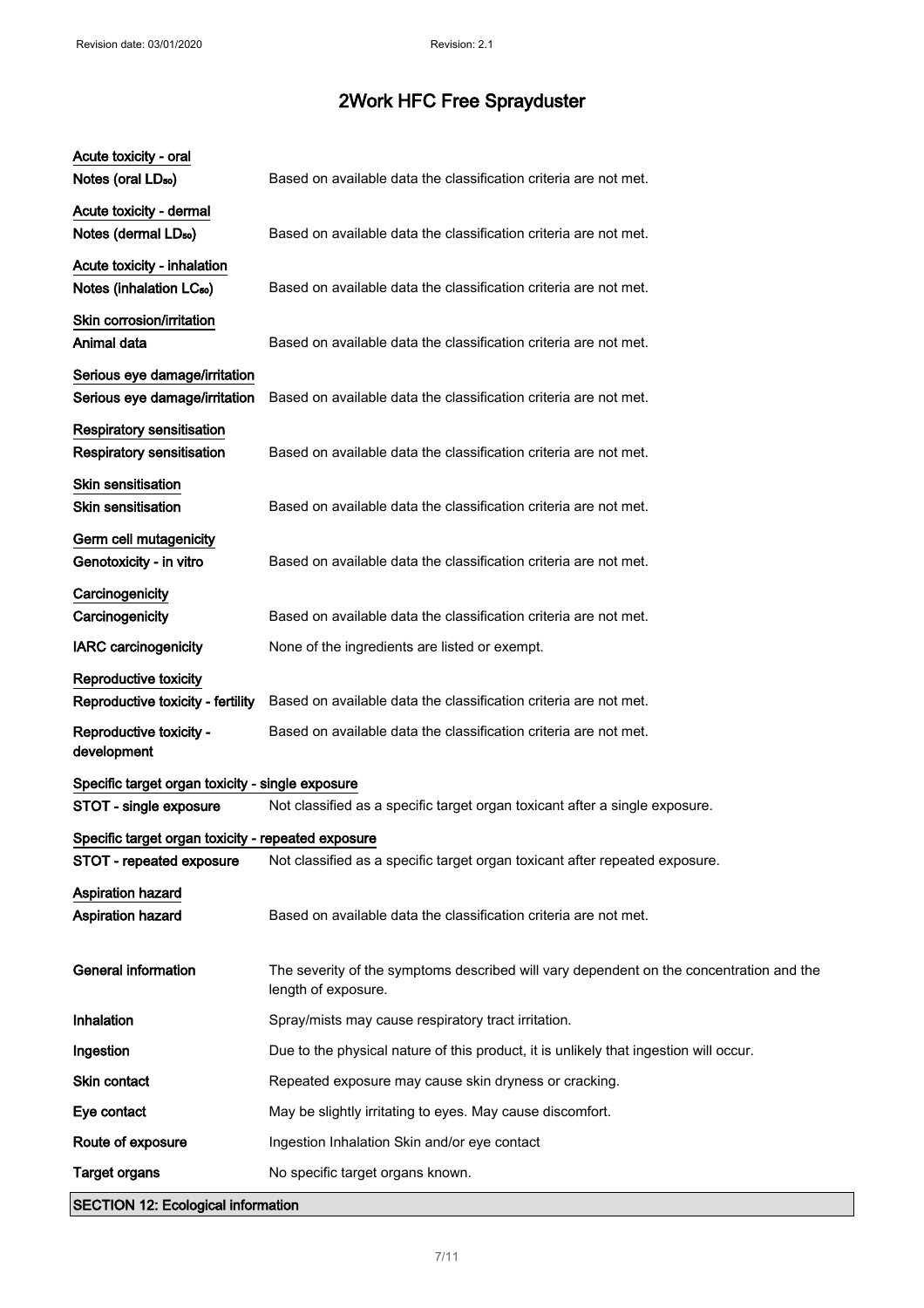**Acute toxicity - oral**

| | |
|---|---|
| **Notes (oral $LD_{50}$)** | Based on available data the classification criteria are not met. |

**Acute toxicity - dermal**

| | |
|---|---|
| **Notes (dermal $LD_{50}$)** | Based on available data the classification criteria are not met. |

**Acute toxicity - inhalation**

| | |
|---|---|
| **Notes (inhalation $LC_{50}$)** | Based on available data the classification criteria are not met. |

**Skin corrosion/irritation**

| | |
|---|---|
| **Animal data** | Based on available data the classification criteria are not met. |

**Serious eye damage/irritation**

| | |
|---|---|
| **Serious eye damage/irritation** | Based on available data the classification criteria are not met. |

**Respiratory sensitisation**

| | |
|---|---|
| **Respiratory sensitisation** | Based on available data the classification criteria are not met. |

**Skin sensitisation**

| | |
|---|---|
| **Skin sensitisation** | Based on available data the classification criteria are not met. |

**Germ cell mutagenicity**

| | |
|---|---|
| **Genotoxicity - in vitro** | Based on available data the classification criteria are not met. |

**Carcinogenicity**

| | |
|---|---|
| **Carcinogenicity** | Based on available data the classification criteria are not met. |
| **IARC carcinogenicity** | None of the ingredients are listed or exempt. |

**Reproductive toxicity**

| | |
|---|---|
| **Reproductive toxicity - fertility** | Based on available data the classification criteria are not met. |
| **Reproductive toxicity - development** | Based on available data the classification criteria are not met. |

**Specific target organ toxicity - single exposure**

| | |
|---|---|
| **STOT - single exposure** | Not classified as a specific target organ toxicant after a single exposure. |

**Specific target organ toxicity - repeated exposure**

| | |
|---|---|
| **STOT - repeated exposure** | Not classified as a specific target organ toxicant after repeated exposure. |

**Aspiration hazard**

| | |
|---|---|
| **Aspiration hazard** | Based on available data the classification criteria are not met. |

| | |
|---|---|
| **General information** | The severity of the symptoms described will vary dependent on the concentration and the length of exposure. |
| **Inhalation** | Spray/mists may cause respiratory tract irritation. |
| **Ingestion** | Due to the physical nature of this product, it is unlikely that ingestion will occur. |
| **Skin contact** | Repeated exposure may cause skin dryness or cracking. |
| **Eye contact** | May be slightly irritating to eyes. May cause discomfort. |
| **Route of exposure** | Ingestion Inhalation Skin and/or eye contact |
| **Target organs** | No specific target organs known. |

## SECTION 12: Ecological information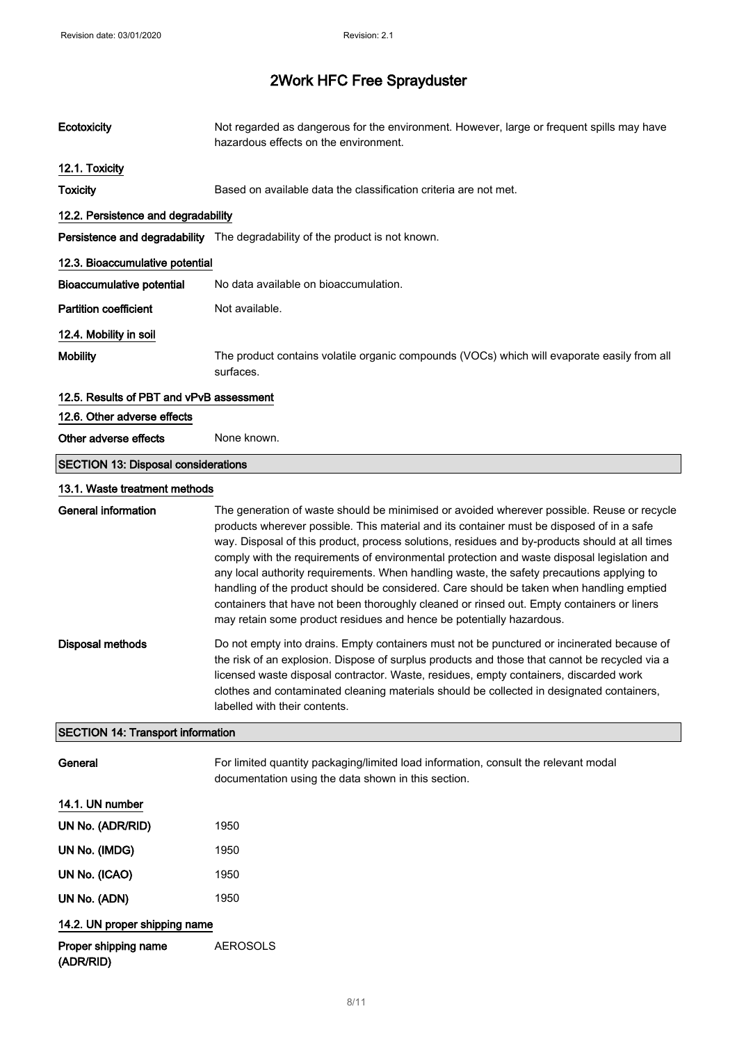| | |
|---|---|
| **Ecotoxicity** | Not regarded as dangerous for the environment. However, large or frequent spills may have hazardous effects on the environment. |

### 12.1. Toxicity

| | |
|---|---|
| **Toxicity** | Based on available data the classification criteria are not met. |

### 12.2. Persistence and degradability

| | |
|---|---|
| **Persistence and degradability** | The degradability of the product is not known. |

### 12.3. Bioaccumulative potential

| | |
|---|---|
| **Bioaccumulative potential** | No data available on bioaccumulation. |
| **Partition coefficient** | Not available. |

### 12.4. Mobility in soil

| | |
|---|---|
| **Mobility** | The product contains volatile organic compounds (VOCs) which will evaporate easily from all surfaces. |

### 12.5. Results of PBT and vPvB assessment

### 12.6. Other adverse effects

| | |
|---|---|
| **Other adverse effects** | None known. |

## SECTION 13: Disposal considerations

### 13.1. Waste treatment methods

| | |
|---|---|
| **General information** | The generation of waste should be minimised or avoided wherever possible. Reuse or recycle products wherever possible. This material and its container must be disposed of in a safe way. Disposal of this product, process solutions, residues and by-products should at all times comply with the requirements of environmental protection and waste disposal legislation and any local authority requirements. When handling waste, the safety precautions applying to handling of the product should be considered. Care should be taken when handling emptied containers that have not been thoroughly cleaned or rinsed out. Empty containers or liners may retain some product residues and hence be potentially hazardous. |
| **Disposal methods** | Do not empty into drains. Empty containers must not be punctured or incinerated because of the risk of an explosion. Dispose of surplus products and those that cannot be recycled via a licensed waste disposal contractor. Waste, residues, empty containers, discarded work clothes and contaminated cleaning materials should be collected in designated containers, labelled with their contents. |

## SECTION 14: Transport information

| | |
|---|---|
| **General** | For limited quantity packaging/limited load information, consult the relevant modal documentation using the data shown in this section. |

### 14.1. UN number

| | |
|---|---|
| **UN No. (ADR/RID)** | 1950 |
| **UN No. (IMDG)** | 1950 |
| **UN No. (ICAO)** | 1950 |
| **UN No. (ADN)** | 1950 |

### 14.2. UN proper shipping name

| | |
|---|---|
| **Proper shipping name (ADR/RID)** | AEROSOLS |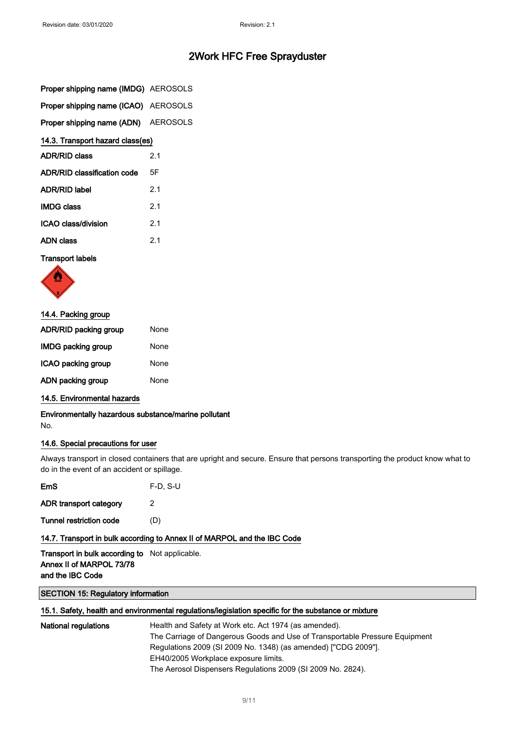| | |
|---|---|
| **Proper shipping name (IMDG)** | AEROSOLS |
| **Proper shipping name (ICAO)** | AEROSOLS |
| **Proper shipping name (ADN)** | AEROSOLS |

### 14.3. Transport hazard class(es)

| | |
|---|---|
| **ADR/RID class** | 2.1 |
| **ADR/RID classification code** | 5F |
| **ADR/RID label** | 2.1 |
| **IMDG class** | 2.1 |
| **ICAO class/division** | 2.1 |
| **ADN class** | 2.1 |

**Transport labels**

### 14.4. Packing group

| | |
|---|---|
| **ADR/RID packing group** | None |
| **IMDG packing group** | None |
| **ICAO packing group** | None |
| **ADN packing group** | None |

### 14.5. Environmental hazards

**Environmentally hazardous substance/marine pollutant**

No.

### 14.6. Special precautions for user

Always transport in closed containers that are upright and secure. Ensure that persons transporting the product know what to do in the event of an accident or spillage.

| | |
|---|---|
| **EmS** | F-D, S-U |
| **ADR transport category** | 2 |
| **Tunnel restriction code** | (D) |

### 14.7. Transport in bulk according to Annex II of MARPOL and the IBC Code

| | |
|---|---|
| **Transport in bulk according to Annex II of MARPOL 73/78 and the IBC Code** | Not applicable. |

## SECTION 15: Regulatory information

### 15.1. Safety, health and environmental regulations/legislation specific for the substance or mixture

**National regulations**

Health and Safety at Work etc. Act 1974 (as amended).
The Carriage of Dangerous Goods and Use of Transportable Pressure Equipment Regulations 2009 (SI 2009 No. 1348) (as amended) ["CDG 2009"].
EH40/2005 Workplace exposure limits.
The Aerosol Dispensers Regulations 2009 (SI 2009 No. 2824).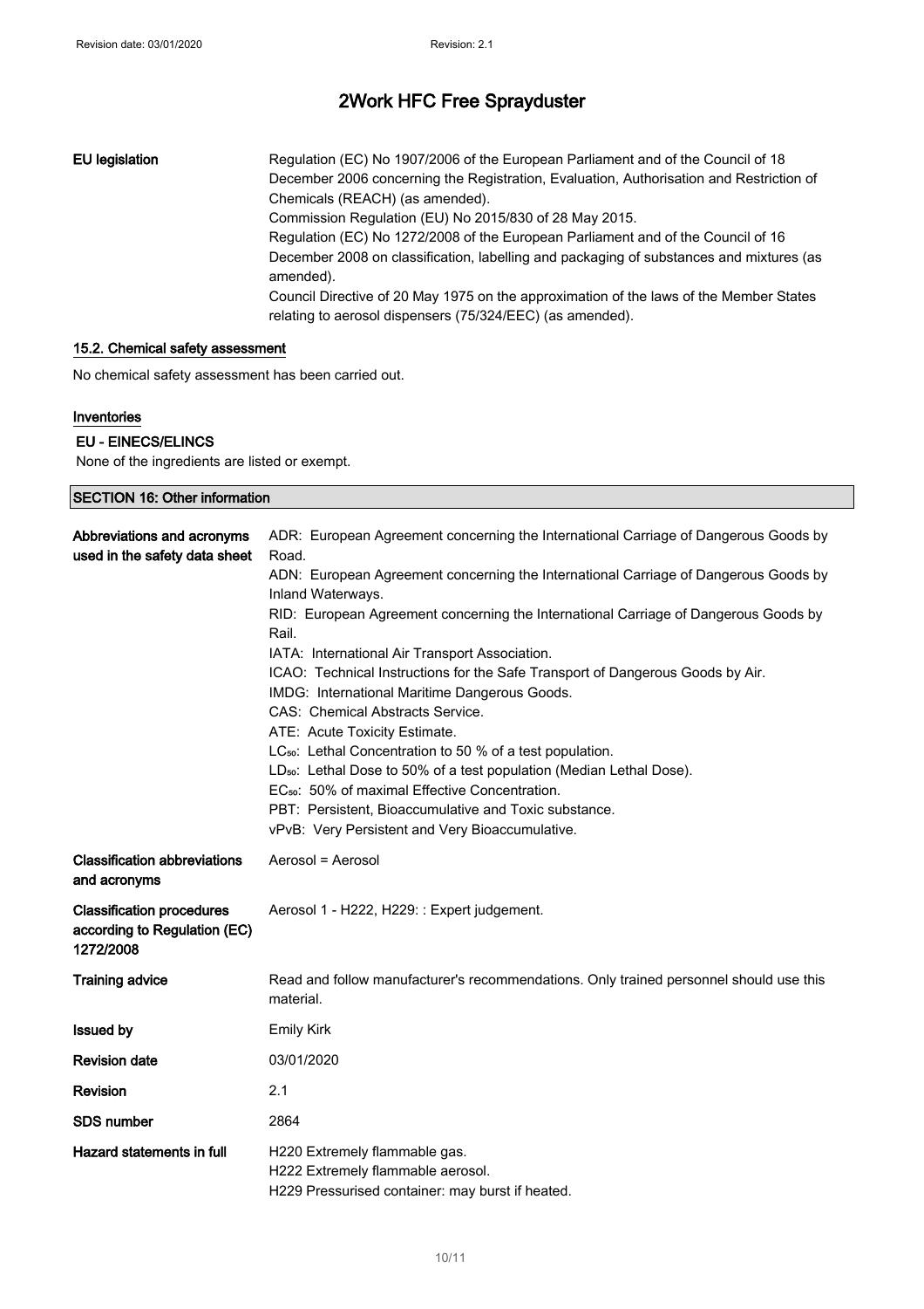# 2Work HFC Free Sprayduster

**EU legislation**

Regulation (EC) No 1907/2006 of the European Parliament and of the Council of 18 December 2006 concerning the Registration, Evaluation, Authorisation and Restriction of Chemicals (REACH) (as amended).
Commission Regulation (EU) No 2015/830 of 28 May 2015.
Regulation (EC) No 1272/2008 of the European Parliament and of the Council of 16 December 2008 on classification, labelling and packaging of substances and mixtures (as amended).
Council Directive of 20 May 1975 on the approximation of the laws of the Member States relating to aerosol dispensers (75/324/EEC) (as amended).

### 15.2. Chemical safety assessment

No chemical safety assessment has been carried out.

### Inventories

**EU - EINECS/ELINCS**

None of the ingredients are listed or exempt.

## SECTION 16: Other information

**Abbreviations and acronyms used in the safety data sheet**

ADR: European Agreement concerning the International Carriage of Dangerous Goods by Road.
ADN: European Agreement concerning the International Carriage of Dangerous Goods by Inland Waterways.
RID: European Agreement concerning the International Carriage of Dangerous Goods by Rail.
IATA: International Air Transport Association.
ICAO: Technical Instructions for the Safe Transport of Dangerous Goods by Air.
IMDG: International Maritime Dangerous Goods.
CAS: Chemical Abstracts Service.
ATE: Acute Toxicity Estimate.
$LC_{50}$: Lethal Concentration to 50 % of a test population.
$LD_{50}$: Lethal Dose to 50% of a test population (Median Lethal Dose).
$EC_{50}$: 50% of maximal Effective Concentration.
PBT: Persistent, Bioaccumulative and Toxic substance.
vPvB: Very Persistent and Very Bioaccumulative.

**Classification abbreviations and acronyms**

Aerosol = Aerosol

**Classification procedures according to Regulation (EC) 1272/2008**

Aerosol 1 - H222, H229: : Expert judgement.

**Training advice**

Read and follow manufacturer's recommendations. Only trained personnel should use this material.

**Issued by**

Emily Kirk

**Revision date**

03/01/2020

**Revision**

2.1

**SDS number**

2864

**Hazard statements in full**

H220 Extremely flammable gas.
H222 Extremely flammable aerosol.
H229 Pressurised container: may burst if heated.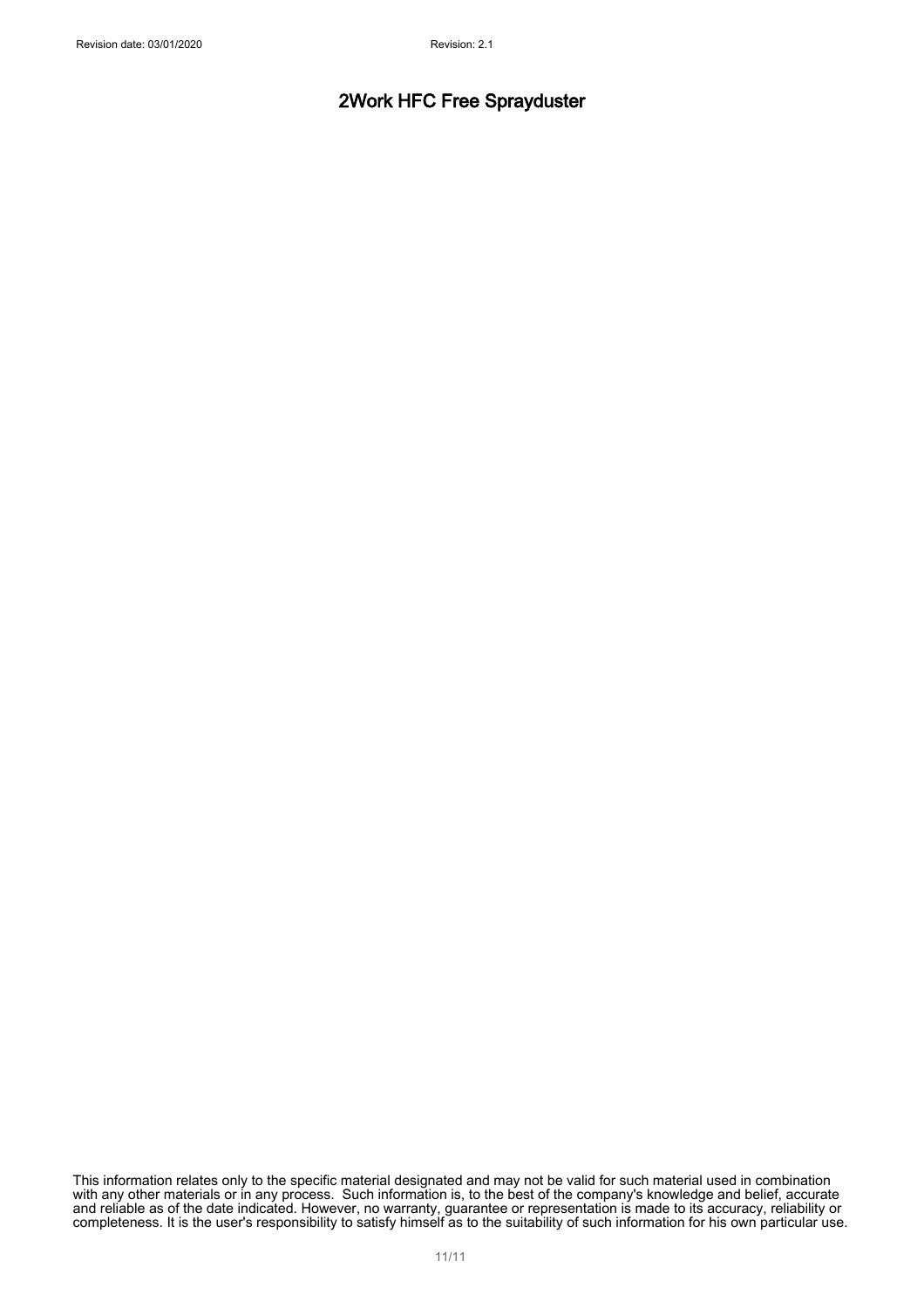This information relates only to the specific material designated and may not be valid for such material used in combination with any other materials or in any process. Such information is, to the best of the company's knowledge and belief, accurate and reliable as of the date indicated. However, no warranty, guarantee or representation is made to its accuracy, reliability or completeness. It is the user's responsibility to satisfy himself as to the suitability of such information for his own particular use.